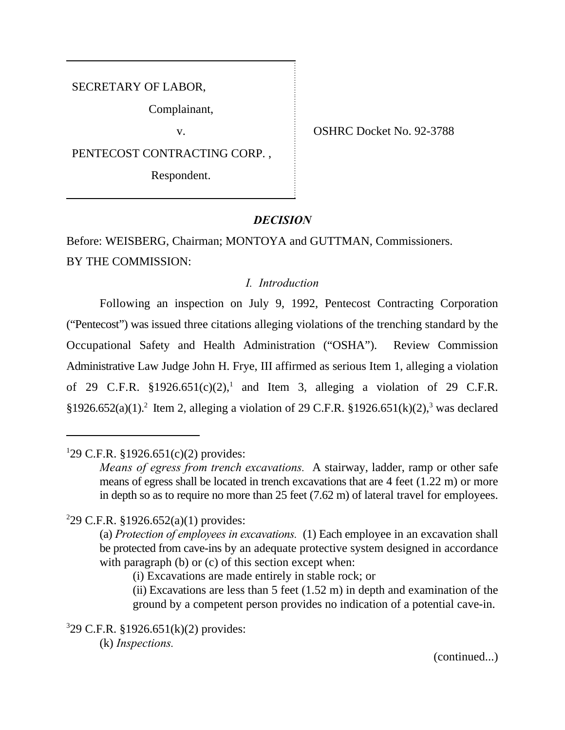SECRETARY OF LABOR,

Complainant,

v.

PENTECOST CONTRACTING CORP. ,

Respondent.

OSHRC Docket No. 92-3788

## *DECISION*

Before: WEISBERG, Chairman; MONTOYA and GUTTMAN, Commissioners.

BY THE COMMISSION:

### *I. Introduction*

Following an inspection on July 9, 1992, Pentecost Contracting Corporation ("Pentecost") was issued three citations alleging violations of the trenching standard by the Occupational Safety and Health Administration ("OSHA"). Review Commission Administrative Law Judge John H. Frye, III affirmed as serious Item 1, alleging a violation of 29 C.F.R. §1926.651(c)(2),[1] and Item 3, alleging a violation of 29 C.F.R. §1926.652(a)(1).[2] Item 2, alleging a violation of 29 C.F.R. §1926.651(k)(2),[3] was declared

---

[1]29 C.F.R. §1926.651(c)(2) provides:

> *Means of egress from trench excavations.* A stairway, ladder, ramp or other safe means of egress shall be located in trench excavations that are 4 feet (1.22 m) or more in depth so as to require no more than 25 feet (7.62 m) of lateral travel for employees.

[2]29 C.F.R. §1926.652(a)(1) provides:

> (a) *Protection of employees in excavations.* (1) Each employee in an excavation shall be protected from cave-ins by an adequate protective system designed in accordance with paragraph (b) or (c) of this section except when:
>
> (i) Excavations are made entirely in stable rock; or
>
> (ii) Excavations are less than 5 feet (1.52 m) in depth and examination of the ground by a competent person provides no indication of a potential cave-in.

[3]29 C.F.R. §1926.651(k)(2) provides:

> (k) *Inspections.*

(continued...)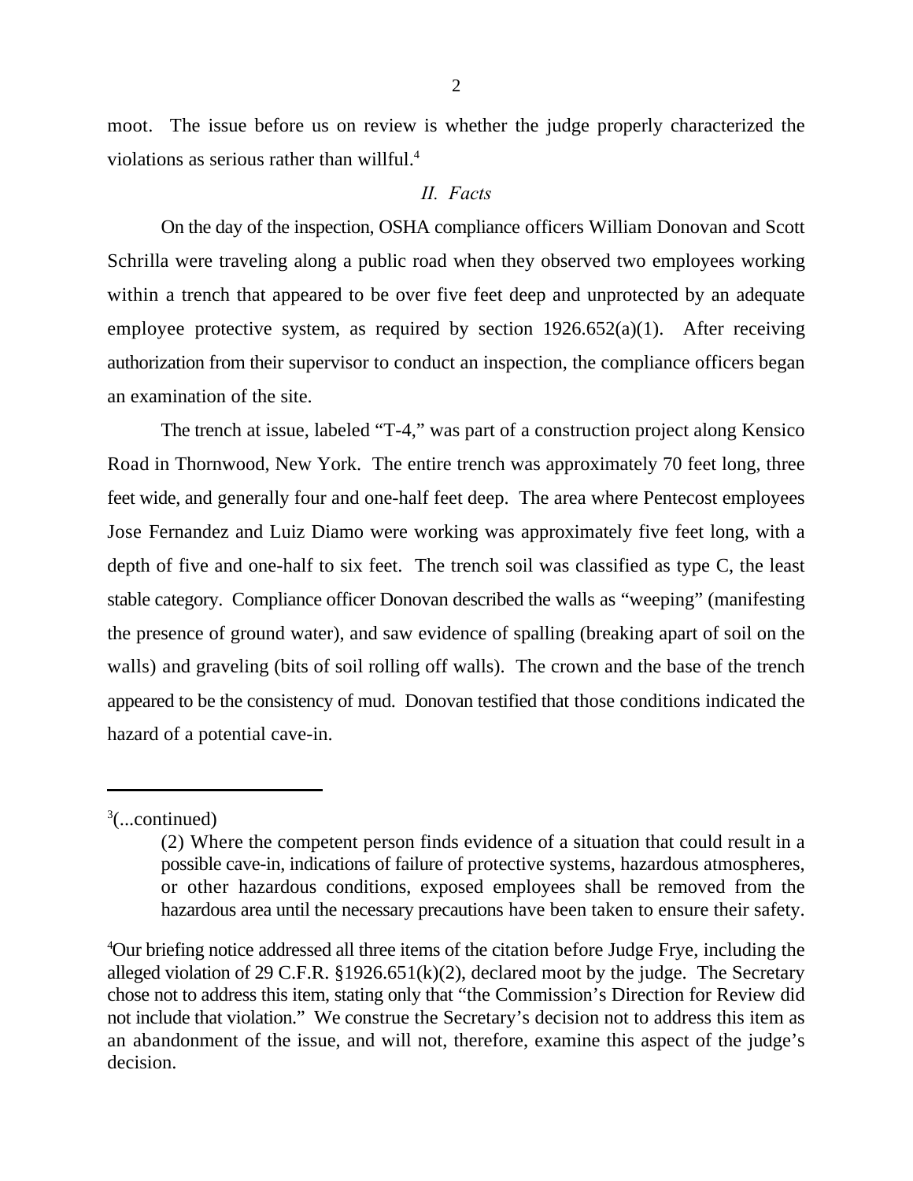moot. The issue before us on review is whether the judge properly characterized the violations as serious rather than willful.[4]

## *II. Facts*

On the day of the inspection, OSHA compliance officers William Donovan and Scott Schrilla were traveling along a public road when they observed two employees working within a trench that appeared to be over five feet deep and unprotected by an adequate employee protective system, as required by section 1926.652(a)(1). After receiving authorization from their supervisor to conduct an inspection, the compliance officers began an examination of the site.

The trench at issue, labeled "T-4," was part of a construction project along Kensico Road in Thornwood, New York. The entire trench was approximately 70 feet long, three feet wide, and generally four and one-half feet deep. The area where Pentecost employees Jose Fernandez and Luiz Diamo were working was approximately five feet long, with a depth of five and one-half to six feet. The trench soil was classified as type C, the least stable category. Compliance officer Donovan described the walls as "weeping" (manifesting the presence of ground water), and saw evidence of spalling (breaking apart of soil on the walls) and graveling (bits of soil rolling off walls). The crown and the base of the trench appeared to be the consistency of mud. Donovan testified that those conditions indicated the hazard of a potential cave-in.

---

[3](...continued)

> (2) Where the competent person finds evidence of a situation that could result in a possible cave-in, indications of failure of protective systems, hazardous atmospheres, or other hazardous conditions, exposed employees shall be removed from the hazardous area until the necessary precautions have been taken to ensure their safety.

[4]Our briefing notice addressed all three items of the citation before Judge Frye, including the alleged violation of 29 C.F.R. §1926.651(k)(2), declared moot by the judge. The Secretary chose not to address this item, stating only that "the Commission's Direction for Review did not include that violation." We construe the Secretary's decision not to address this item as an abandonment of the issue, and will not, therefore, examine this aspect of the judge's decision.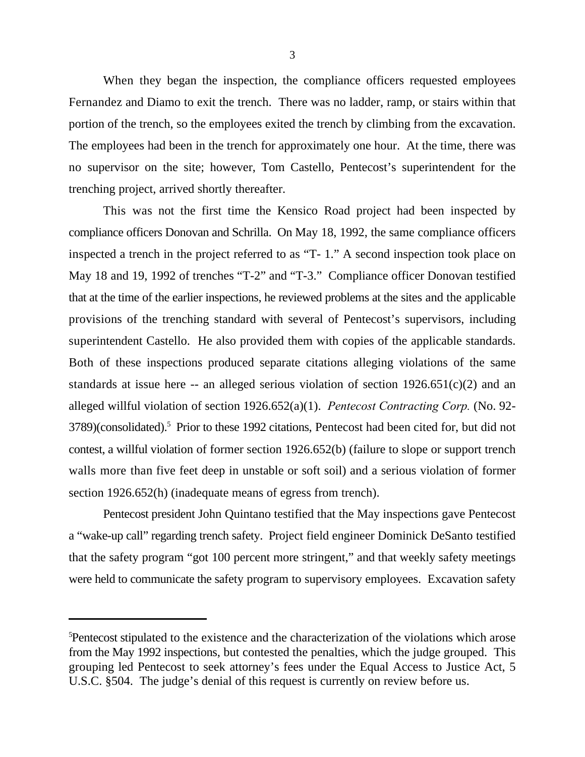When they began the inspection, the compliance officers requested employees Fernandez and Diamo to exit the trench. There was no ladder, ramp, or stairs within that portion of the trench, so the employees exited the trench by climbing from the excavation. The employees had been in the trench for approximately one hour. At the time, there was no supervisor on the site; however, Tom Castello, Pentecost's superintendent for the trenching project, arrived shortly thereafter.

This was not the first time the Kensico Road project had been inspected by compliance officers Donovan and Schrilla. On May 18, 1992, the same compliance officers inspected a trench in the project referred to as "T- 1." A second inspection took place on May 18 and 19, 1992 of trenches "T-2" and "T-3." Compliance officer Donovan testified that at the time of the earlier inspections, he reviewed problems at the sites and the applicable provisions of the trenching standard with several of Pentecost's supervisors, including superintendent Castello. He also provided them with copies of the applicable standards. Both of these inspections produced separate citations alleging violations of the same standards at issue here -- an alleged serious violation of section 1926.651(c)(2) and an alleged willful violation of section 1926.652(a)(1). *Pentecost Contracting Corp.* (No. 92-3789)(consolidated).[5] Prior to these 1992 citations, Pentecost had been cited for, but did not contest, a willful violation of former section 1926.652(b) (failure to slope or support trench walls more than five feet deep in unstable or soft soil) and a serious violation of former section 1926.652(h) (inadequate means of egress from trench).

Pentecost president John Quintano testified that the May inspections gave Pentecost a "wake-up call" regarding trench safety. Project field engineer Dominick DeSanto testified that the safety program "got 100 percent more stringent," and that weekly safety meetings were held to communicate the safety program to supervisory employees. Excavation safety

---

[5]Pentecost stipulated to the existence and the characterization of the violations which arose from the May 1992 inspections, but contested the penalties, which the judge grouped. This grouping led Pentecost to seek attorney's fees under the Equal Access to Justice Act, 5 U.S.C. §504. The judge's denial of this request is currently on review before us.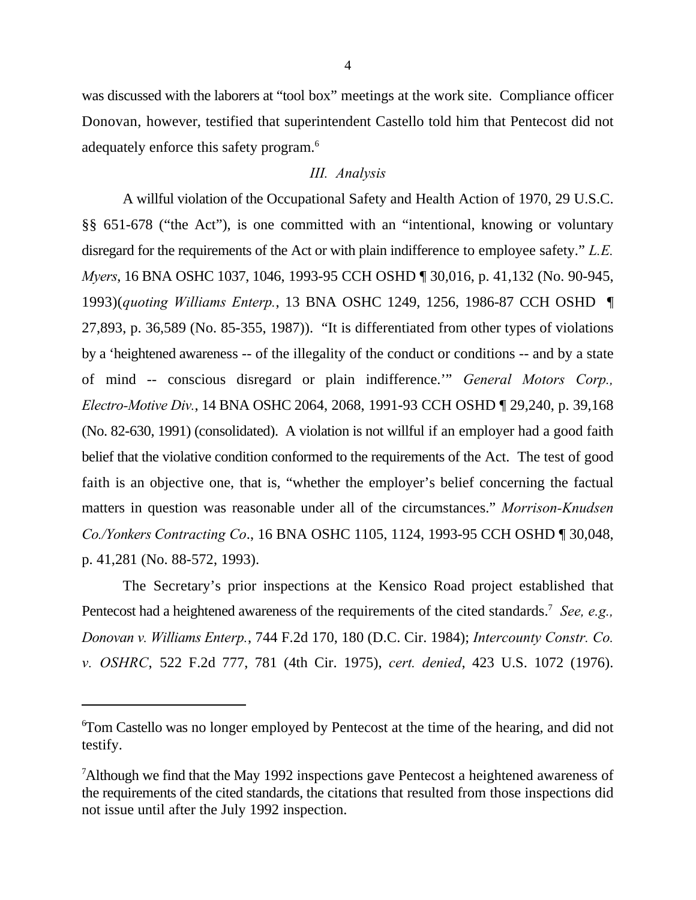was discussed with the laborers at "tool box" meetings at the work site. Compliance officer Donovan, however, testified that superintendent Castello told him that Pentecost did not adequately enforce this safety program.[6]

### *III. Analysis*

A willful violation of the Occupational Safety and Health Action of 1970, 29 U.S.C. §§ 651-678 ("the Act"), is one committed with an "intentional, knowing or voluntary disregard for the requirements of the Act or with plain indifference to employee safety." *L.E. Myers*, 16 BNA OSHC 1037, 1046, 1993-95 CCH OSHD ¶ 30,016, p. 41,132 (No. 90-945, 1993)(*quoting Williams Enterp.*, 13 BNA OSHC 1249, 1256, 1986-87 CCH OSHD ¶ 27,893, p. 36,589 (No. 85-355, 1987)). "It is differentiated from other types of violations by a 'heightened awareness -- of the illegality of the conduct or conditions -- and by a state of mind -- conscious disregard or plain indifference.'" *General Motors Corp., Electro-Motive Div.*, 14 BNA OSHC 2064, 2068, 1991-93 CCH OSHD ¶ 29,240, p. 39,168 (No. 82-630, 1991) (consolidated). A violation is not willful if an employer had a good faith belief that the violative condition conformed to the requirements of the Act. The test of good faith is an objective one, that is, "whether the employer's belief concerning the factual matters in question was reasonable under all of the circumstances." *Morrison-Knudsen Co./Yonkers Contracting Co*., 16 BNA OSHC 1105, 1124, 1993-95 CCH OSHD ¶ 30,048, p. 41,281 (No. 88-572, 1993).

The Secretary's prior inspections at the Kensico Road project established that Pentecost had a heightened awareness of the requirements of the cited standards.[7] *See, e.g., Donovan v. Williams Enterp.*, 744 F.2d 170, 180 (D.C. Cir. 1984); *Intercounty Constr. Co. v. OSHRC*, 522 F.2d 777, 781 (4th Cir. 1975), *cert. denied*, 423 U.S. 1072 (1976).

---

[6]Tom Castello was no longer employed by Pentecost at the time of the hearing, and did not testify.

[7]Although we find that the May 1992 inspections gave Pentecost a heightened awareness of the requirements of the cited standards, the citations that resulted from those inspections did not issue until after the July 1992 inspection.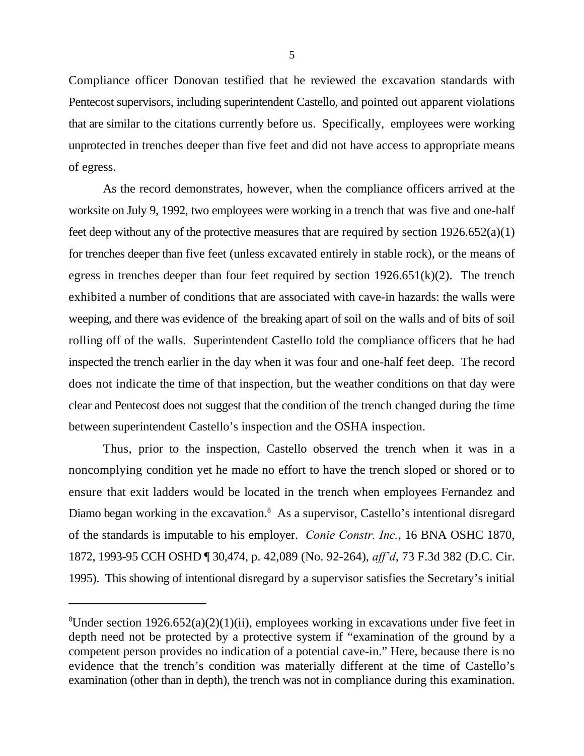Compliance officer Donovan testified that he reviewed the excavation standards with Pentecost supervisors, including superintendent Castello, and pointed out apparent violations that are similar to the citations currently before us. Specifically, employees were working unprotected in trenches deeper than five feet and did not have access to appropriate means of egress.

As the record demonstrates, however, when the compliance officers arrived at the worksite on July 9, 1992, two employees were working in a trench that was five and one-half feet deep without any of the protective measures that are required by section 1926.652(a)(1) for trenches deeper than five feet (unless excavated entirely in stable rock), or the means of egress in trenches deeper than four feet required by section 1926.651(k)(2). The trench exhibited a number of conditions that are associated with cave-in hazards: the walls were weeping, and there was evidence of the breaking apart of soil on the walls and of bits of soil rolling off of the walls. Superintendent Castello told the compliance officers that he had inspected the trench earlier in the day when it was four and one-half feet deep. The record does not indicate the time of that inspection, but the weather conditions on that day were clear and Pentecost does not suggest that the condition of the trench changed during the time between superintendent Castello's inspection and the OSHA inspection.

Thus, prior to the inspection, Castello observed the trench when it was in a noncomplying condition yet he made no effort to have the trench sloped or shored or to ensure that exit ladders would be located in the trench when employees Fernandez and Diamo began working in the excavation.[8] As a supervisor, Castello's intentional disregard of the standards is imputable to his employer. *Conie Constr. Inc.*, 16 BNA OSHC 1870, 1872, 1993-95 CCH OSHD ¶ 30,474, p. 42,089 (No. 92-264), *aff'd*, 73 F.3d 382 (D.C. Cir. 1995). This showing of intentional disregard by a supervisor satisfies the Secretary's initial

---

[8] Under section 1926.652(a)(2)(1)(ii), employees working in excavations under five feet in depth need not be protected by a protective system if "examination of the ground by a competent person provides no indication of a potential cave-in." Here, because there is no evidence that the trench's condition was materially different at the time of Castello's examination (other than in depth), the trench was not in compliance during this examination.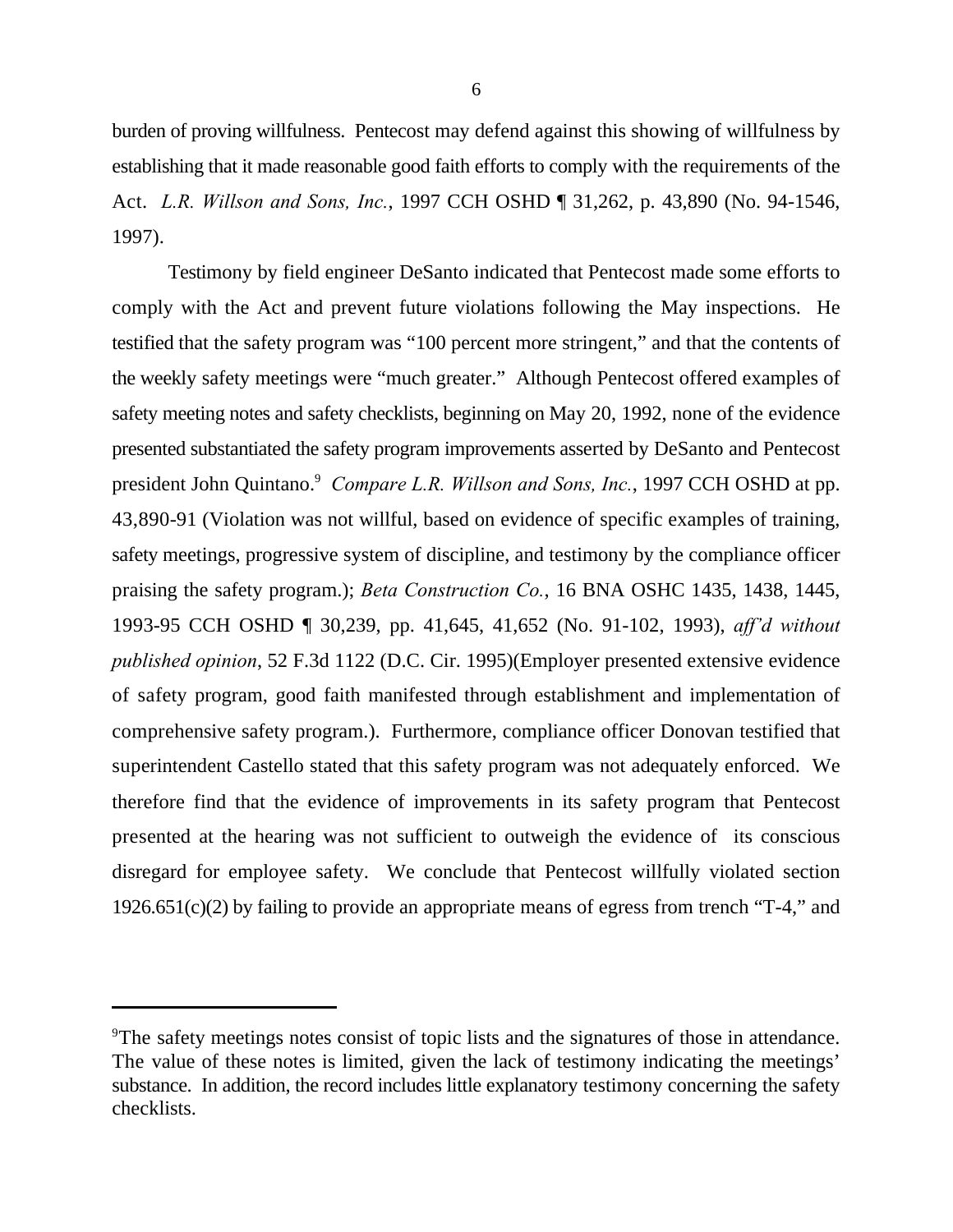burden of proving willfulness. Pentecost may defend against this showing of willfulness by establishing that it made reasonable good faith efforts to comply with the requirements of the Act. *L.R. Willson and Sons, Inc.*, 1997 CCH OSHD ¶ 31,262, p. 43,890 (No. 94-1546, 1997).

Testimony by field engineer DeSanto indicated that Pentecost made some efforts to comply with the Act and prevent future violations following the May inspections. He testified that the safety program was "100 percent more stringent," and that the contents of the weekly safety meetings were "much greater." Although Pentecost offered examples of safety meeting notes and safety checklists, beginning on May 20, 1992, none of the evidence presented substantiated the safety program improvements asserted by DeSanto and Pentecost president John Quintano.[9] *Compare L.R. Willson and Sons, Inc.*, 1997 CCH OSHD at pp. 43,890-91 (Violation was not willful, based on evidence of specific examples of training, safety meetings, progressive system of discipline, and testimony by the compliance officer praising the safety program.); *Beta Construction Co.*, 16 BNA OSHC 1435, 1438, 1445, 1993-95 CCH OSHD ¶ 30,239, pp. 41,645, 41,652 (No. 91-102, 1993), *aff'd without published opinion*, 52 F.3d 1122 (D.C. Cir. 1995)(Employer presented extensive evidence of safety program, good faith manifested through establishment and implementation of comprehensive safety program.). Furthermore, compliance officer Donovan testified that superintendent Castello stated that this safety program was not adequately enforced. We therefore find that the evidence of improvements in its safety program that Pentecost presented at the hearing was not sufficient to outweigh the evidence of its conscious disregard for employee safety. We conclude that Pentecost willfully violated section 1926.651(c)(2) by failing to provide an appropriate means of egress from trench "T-4," and

---

[9]The safety meetings notes consist of topic lists and the signatures of those in attendance. The value of these notes is limited, given the lack of testimony indicating the meetings' substance. In addition, the record includes little explanatory testimony concerning the safety checklists.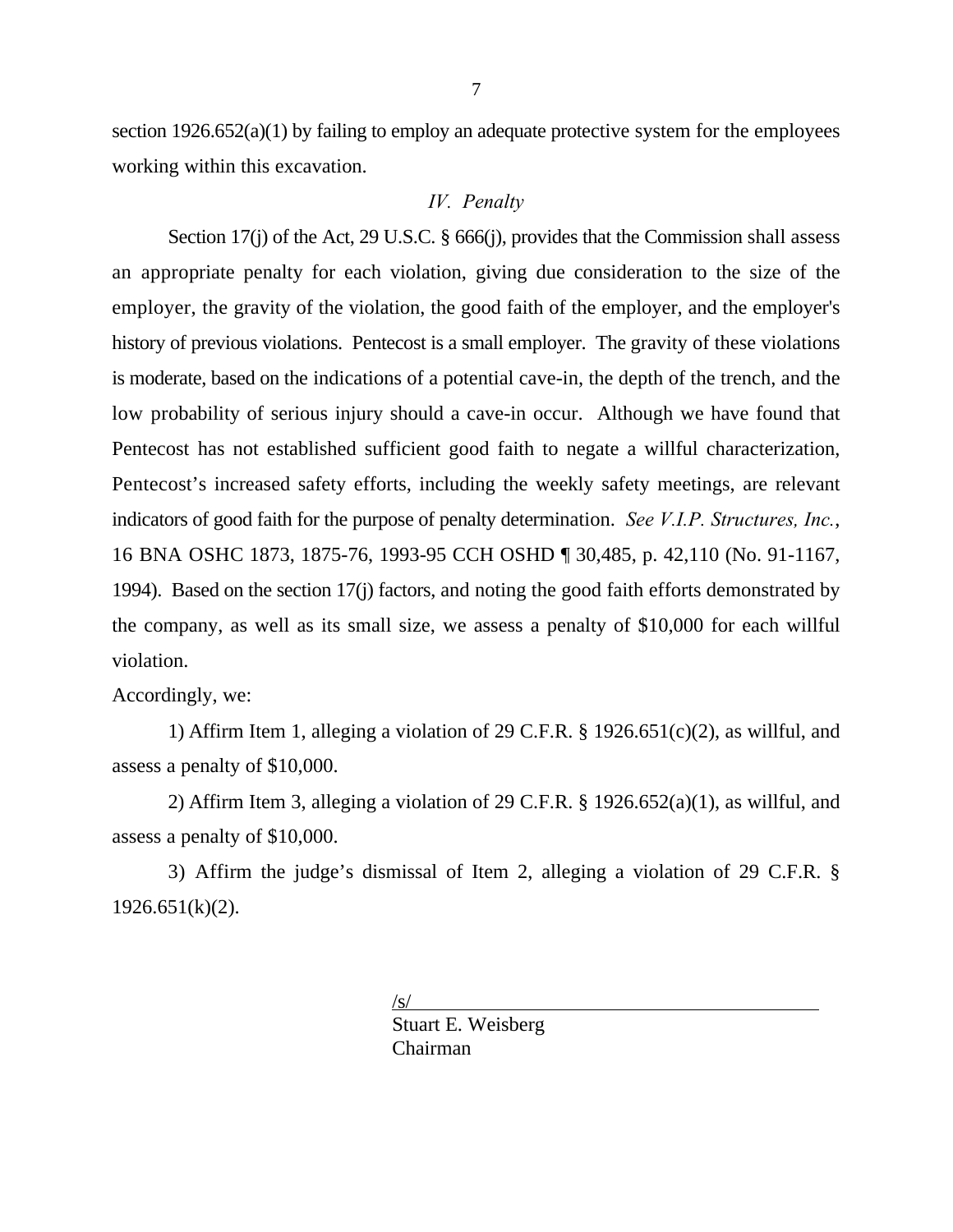section 1926.652(a)(1) by failing to employ an adequate protective system for the employees working within this excavation.

### *IV. Penalty*

Section 17(j) of the Act, 29 U.S.C. § 666(j), provides that the Commission shall assess an appropriate penalty for each violation, giving due consideration to the size of the employer, the gravity of the violation, the good faith of the employer, and the employer's history of previous violations. Pentecost is a small employer. The gravity of these violations is moderate, based on the indications of a potential cave-in, the depth of the trench, and the low probability of serious injury should a cave-in occur. Although we have found that Pentecost has not established sufficient good faith to negate a willful characterization, Pentecost's increased safety efforts, including the weekly safety meetings, are relevant indicators of good faith for the purpose of penalty determination. *See V.I.P. Structures, Inc.*, 16 BNA OSHC 1873, 1875-76, 1993-95 CCH OSHD ¶ 30,485, p. 42,110 (No. 91-1167, 1994). Based on the section 17(j) factors, and noting the good faith efforts demonstrated by the company, as well as its small size, we assess a penalty of $10,000 for each willful violation.

Accordingly, we:

1) Affirm Item 1, alleging a violation of 29 C.F.R. § 1926.651(c)(2), as willful, and assess a penalty of $10,000.

2) Affirm Item 3, alleging a violation of 29 C.F.R. § 1926.652(a)(1), as willful, and assess a penalty of $10,000.

3) Affirm the judge's dismissal of Item 2, alleging a violation of 29 C.F.R. § 1926.651(k)(2).

/s/
Stuart E. Weisberg
Chairman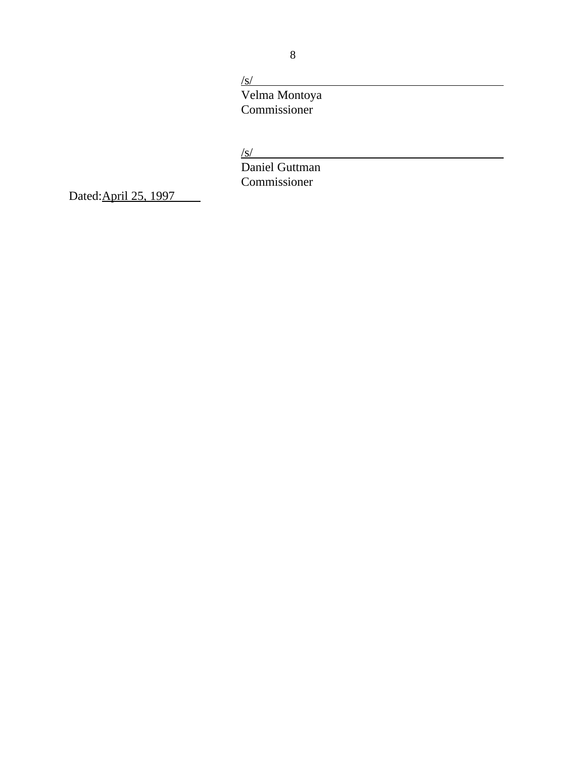/s/
Velma Montoya
Commissioner

/s/
Daniel Guttman
Commissioner

Dated: April 25, 1997